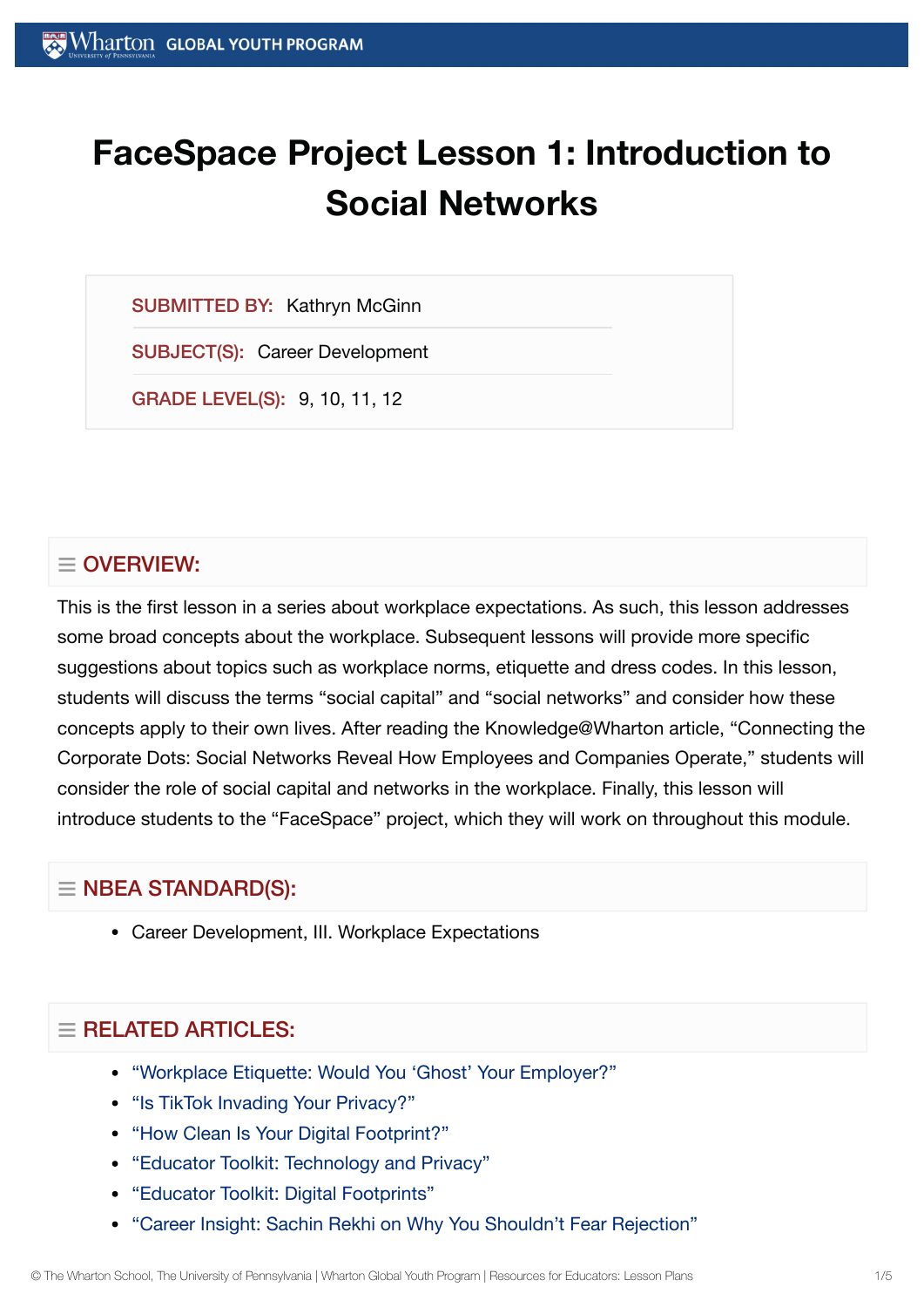# FaceSpace Project Lesson 1: Introduction to Social Networks

**SUBMITTED BY:** Kathryn McGinn

**SUBJECT(S):** Career Development

**GRADE LEVEL(S):** 9, 10, 11, 12

## OVERVIEW:

This is the first lesson in a series about workplace expectations. As such, this lesson addresses some broad concepts about the workplace. Subsequent lessons will provide more specific suggestions about topics such as workplace norms, etiquette and dress codes. In this lesson, students will discuss the terms "social capital" and "social networks" and consider how these concepts apply to their own lives. After reading the Knowledge@Wharton article, "Connecting the Corporate Dots: Social Networks Reveal How Employees and Companies Operate," students will consider the role of social capital and networks in the workplace. Finally, this lesson will introduce students to the "FaceSpace" project, which they will work on throughout this module.

## NBEA STANDARD(S):

- Career Development, III. Workplace Expectations

## RELATED ARTICLES:

- "Workplace Etiquette: Would You 'Ghost' Your Employer?"
- "Is TikTok Invading Your Privacy?"
- "How Clean Is Your Digital Footprint?"
- "Educator Toolkit: Technology and Privacy"
- "Educator Toolkit: Digital Footprints"
- "Career Insight: Sachin Rekhi on Why You Shouldn't Fear Rejection"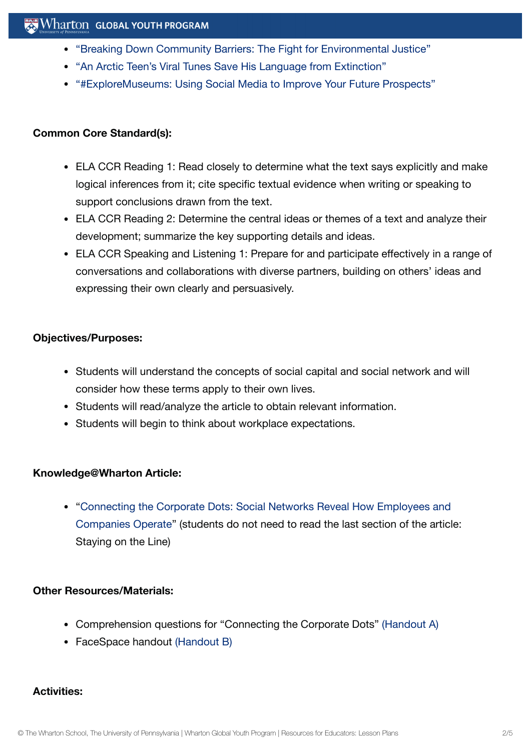- "Breaking Down Community Barriers: The Fight for Environmental Justice"
- "An Arctic Teen's Viral Tunes Save His Language from Extinction"
- "#ExploreMuseums: Using Social Media to Improve Your Future Prospects"

**Common Core Standard(s):**

- ELA CCR Reading 1: Read closely to determine what the text says explicitly and make logical inferences from it; cite specific textual evidence when writing or speaking to support conclusions drawn from the text.
- ELA CCR Reading 2: Determine the central ideas or themes of a text and analyze their development; summarize the key supporting details and ideas.
- ELA CCR Speaking and Listening 1: Prepare for and participate effectively in a range of conversations and collaborations with diverse partners, building on others' ideas and expressing their own clearly and persuasively.

**Objectives/Purposes:**

- Students will understand the concepts of social capital and social network and will consider how these terms apply to their own lives.
- Students will read/analyze the article to obtain relevant information.
- Students will begin to think about workplace expectations.

**Knowledge@Wharton Article:**

- "Connecting the Corporate Dots: Social Networks Reveal How Employees and Companies Operate" (students do not need to read the last section of the article: Staying on the Line)

**Other Resources/Materials:**

- Comprehension questions for "Connecting the Corporate Dots" (Handout A)
- FaceSpace handout (Handout B)

**Activities:**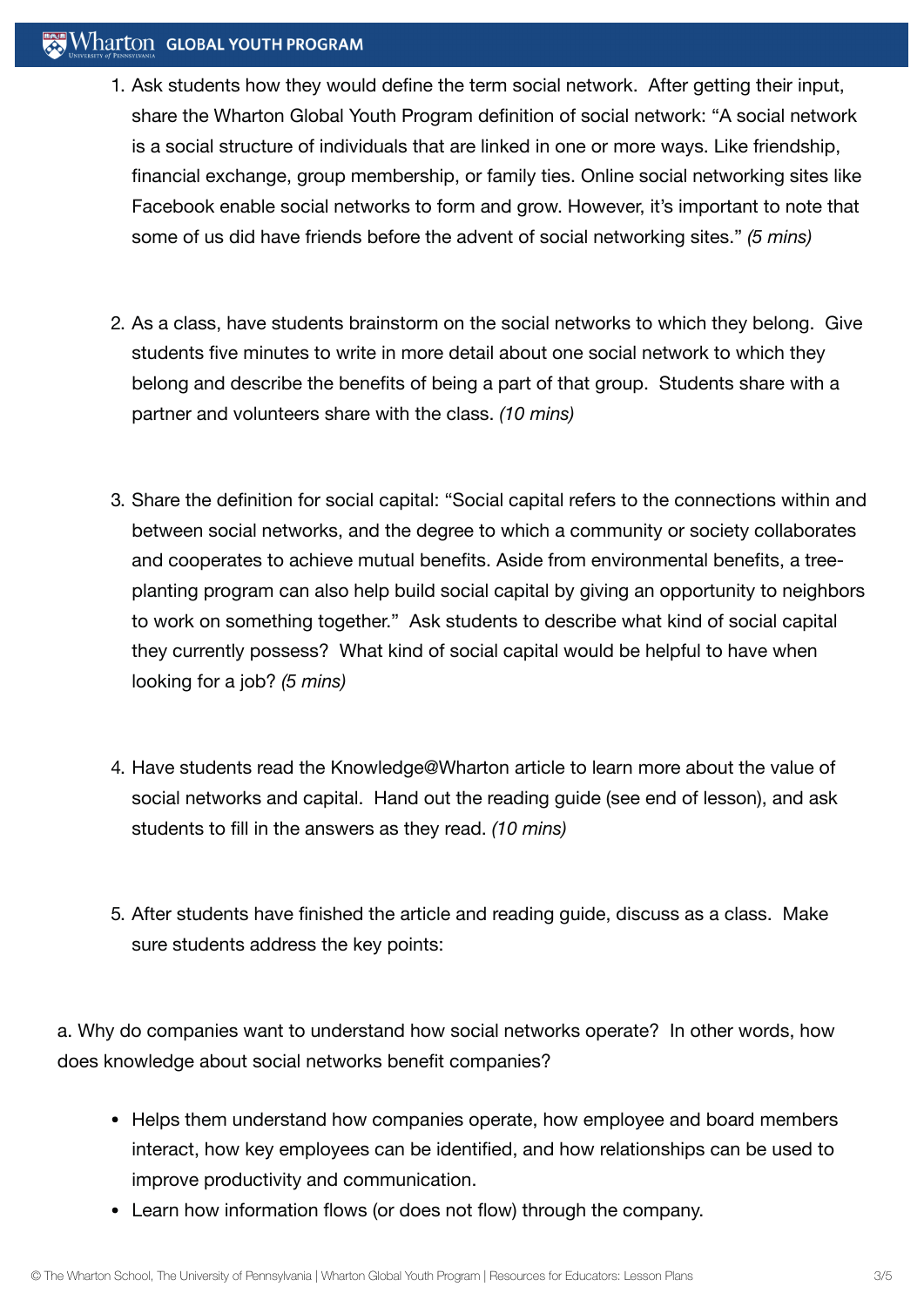1. Ask students how they would define the term social network. After getting their input, share the Wharton Global Youth Program definition of social network: "A social network is a social structure of individuals that are linked in one or more ways. Like friendship, financial exchange, group membership, or family ties. Online social networking sites like Facebook enable social networks to form and grow. However, it's important to note that some of us did have friends before the advent of social networking sites." *(5 mins)*

2. As a class, have students brainstorm on the social networks to which they belong. Give students five minutes to write in more detail about one social network to which they belong and describe the benefits of being a part of that group. Students share with a partner and volunteers share with the class. *(10 mins)*

3. Share the definition for social capital: "Social capital refers to the connections within and between social networks, and the degree to which a community or society collaborates and cooperates to achieve mutual benefits. Aside from environmental benefits, a tree-planting program can also help build social capital by giving an opportunity to neighbors to work on something together." Ask students to describe what kind of social capital they currently possess? What kind of social capital would be helpful to have when looking for a job? *(5 mins)*

4. Have students read the Knowledge@Wharton article to learn more about the value of social networks and capital. Hand out the reading guide (see end of lesson), and ask students to fill in the answers as they read. *(10 mins)*

5. After students have finished the article and reading guide, discuss as a class. Make sure students address the key points:

a. Why do companies want to understand how social networks operate? In other words, how does knowledge about social networks benefit companies?

- Helps them understand how companies operate, how employee and board members interact, how key employees can be identified, and how relationships can be used to improve productivity and communication.
- Learn how information flows (or does not flow) through the company.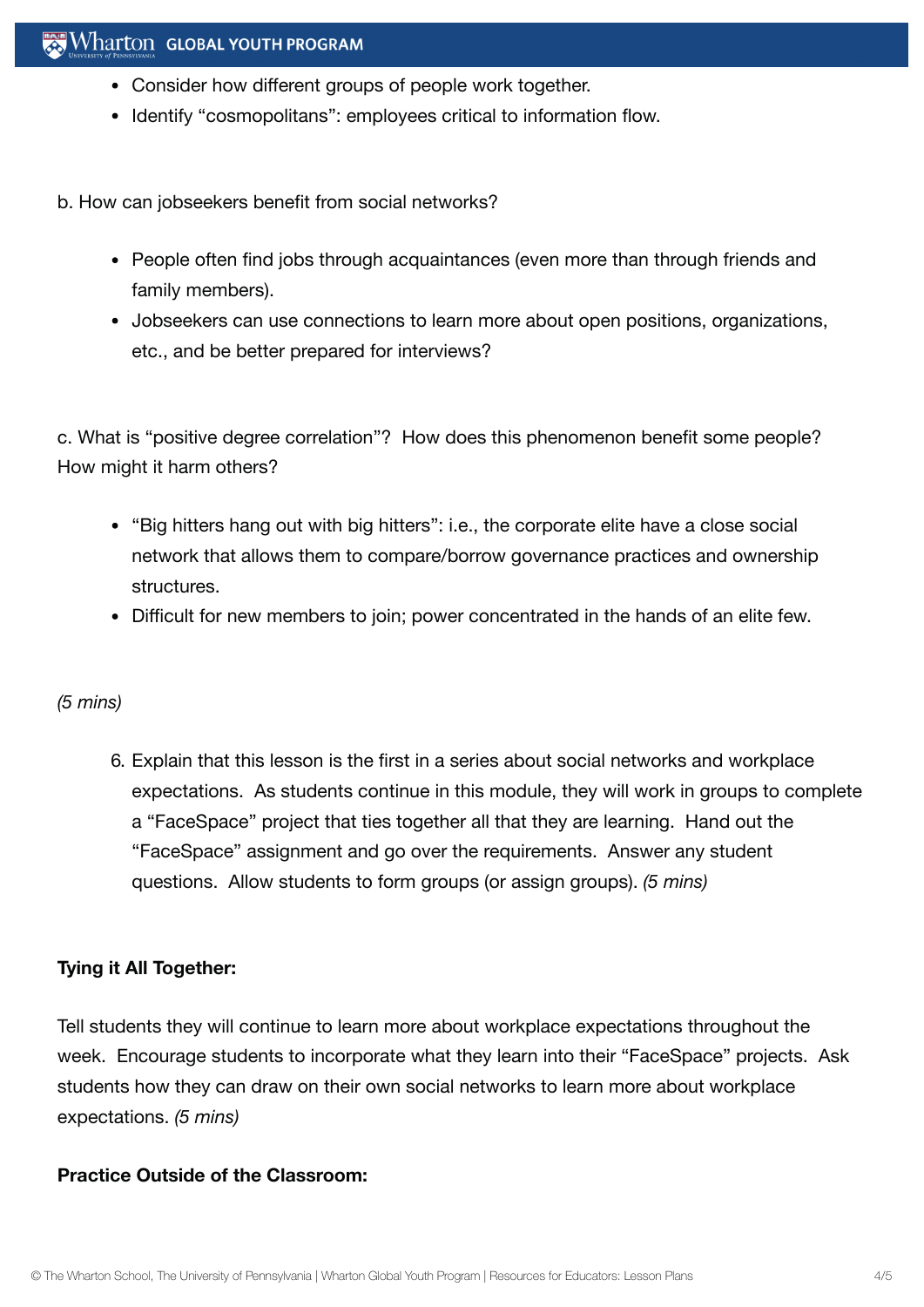- Consider how different groups of people work together.
- Identify “cosmopolitans”: employees critical to information flow.

b. How can jobseekers benefit from social networks?

- People often find jobs through acquaintances (even more than through friends and family members).
- Jobseekers can use connections to learn more about open positions, organizations, etc., and be better prepared for interviews?

c. What is “positive degree correlation”? How does this phenomenon benefit some people? How might it harm others?

- “Big hitters hang out with big hitters”: i.e., the corporate elite have a close social network that allows them to compare/borrow governance practices and ownership structures.
- Difficult for new members to join; power concentrated in the hands of an elite few.

*(5 mins)*

6. Explain that this lesson is the first in a series about social networks and workplace expectations. As students continue in this module, they will work in groups to complete a “FaceSpace” project that ties together all that they are learning. Hand out the “FaceSpace” assignment and go over the requirements. Answer any student questions. Allow students to form groups (or assign groups). *(5 mins)*

**Tying it All Together:**

Tell students they will continue to learn more about workplace expectations throughout the week. Encourage students to incorporate what they learn into their “FaceSpace” projects. Ask students how they can draw on their own social networks to learn more about workplace expectations. *(5 mins)*

**Practice Outside of the Classroom:**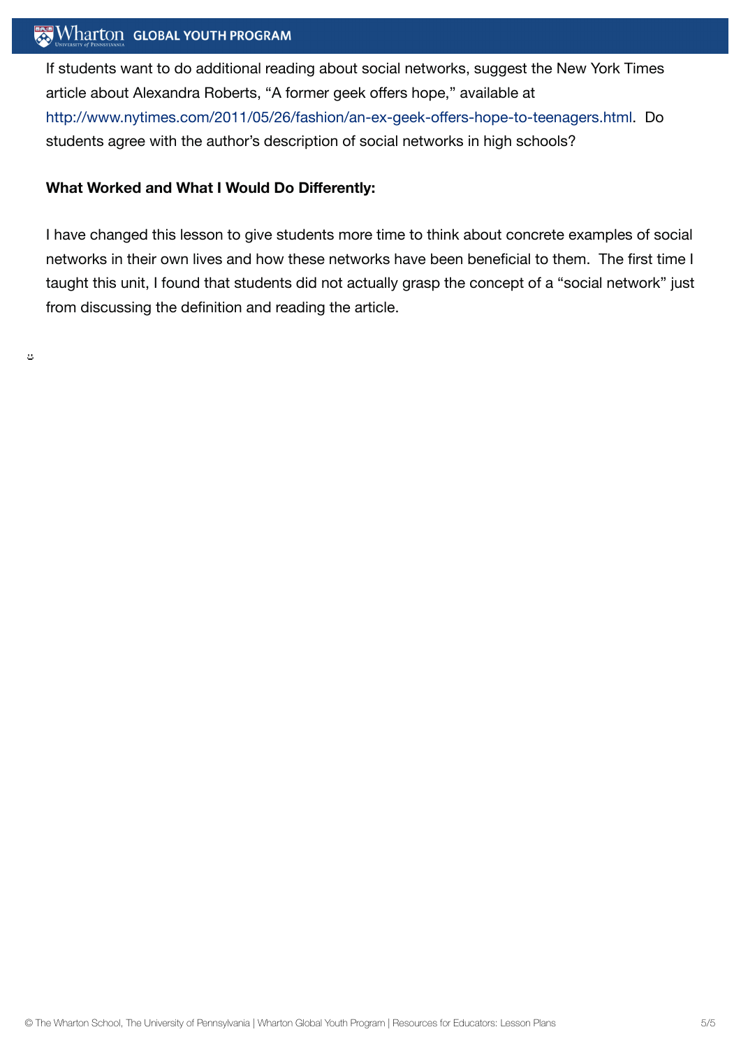If students want to do additional reading about social networks, suggest the New York Times article about Alexandra Roberts, "A former geek offers hope," available at http://www.nytimes.com/2011/05/26/fashion/an-ex-geek-offers-hope-to-teenagers.html. Do students agree with the author's description of social networks in high schools?

**What Worked and What I Would Do Differently:**

I have changed this lesson to give students more time to think about concrete examples of social networks in their own lives and how these networks have been beneficial to them. The first time I taught this unit, I found that students did not actually grasp the concept of a "social network" just from discussing the definition and reading the article.